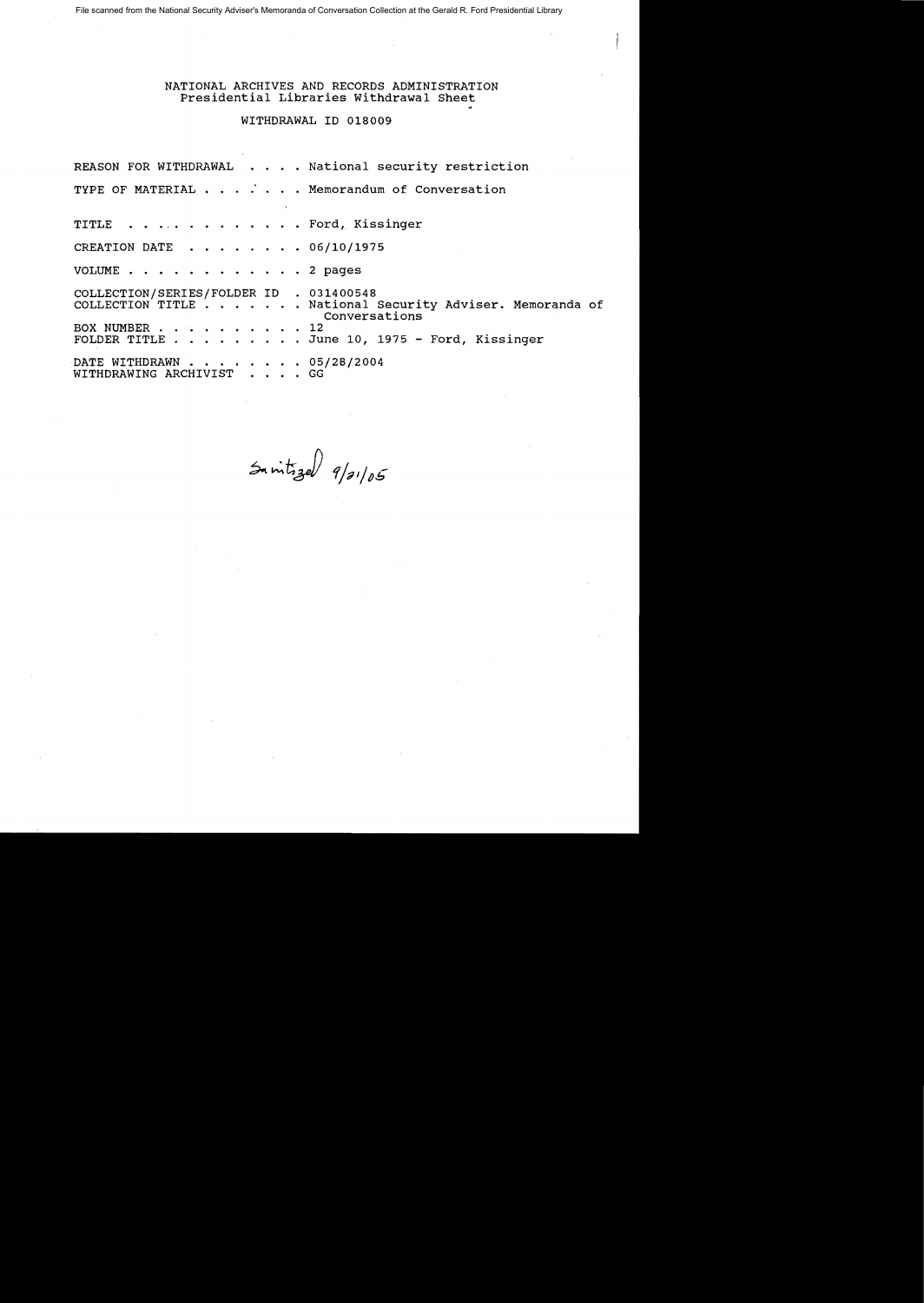File scanned from the National Security Adviser's Memoranda of Conversation Collection at the Gerald R. Ford Presidential Library

NATIONAL ARCHIVES AND RECORDS ADMINISTRATION
Presidential Libraries Withdrawal Sheet

WITHDRAWAL ID 018009

REASON FOR WITHDRAWAL . . . . National security restriction

TYPE OF MATERIAL . . . . . . . Memorandum of Conversation

TITLE . . . . . . . . . . . . Ford, Kissinger

CREATION DATE . . . . . . . . 06/10/1975

VOLUME . . . . . . . . . . . . 2 pages

COLLECTION/SERIES/FOLDER ID . 031400548
COLLECTION TITLE . . . . . . . National Security Adviser. Memoranda of Conversations
BOX NUMBER . . . . . . . . . . 12
FOLDER TITLE . . . . . . . . . June 10, 1975 - Ford, Kissinger

DATE WITHDRAWN . . . . . . . . 05/28/2004
WITHDRAWING ARCHIVIST . . . . GG

Sanitized 9/21/05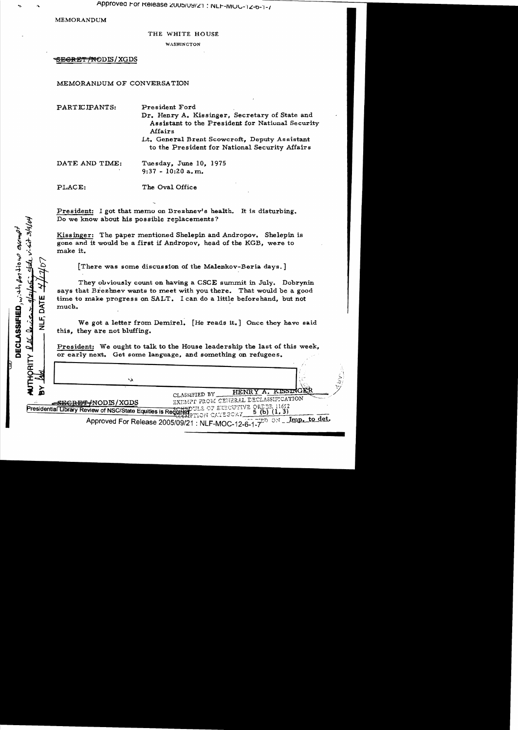MEMORANDUM

THE WHITE HOUSE

WASHINGTON

~~SECRET~~/NODIS/XGDS

MEMORANDUM OF CONVERSATION

| | |
|---|---|
| PARTICIPANTS: | President Ford<br>Dr. Henry A. Kissinger, Secretary of State and Assistant to the President for National Security Affairs<br>Lt. General Brent Scowcroft, Deputy Assistant to the President for National Security Affairs |
| DATE AND TIME: | Tuesday, June 10, 1975<br>9:37 - 10:20 a.m. |
| PLACE: | The Oval Office |

President: I got that memo on Brezhnev's health. It is disturbing. Do we know about his possible replacements?

Kissinger: The paper mentioned Shelepin and Andropov. Shelepin is gone and it would be a first if Andropov, head of the KGB, were to make it.

[There was some discussion of the Malenkov-Beria days.]

They obviously count on having a CSCE summit in July. Dobrynin says that Brezhnev wants to meet with you there. That would be a good time to make progress on SALT. I can do a little beforehand, but not much.

We got a letter from Demirel. [He reads it.] Once they have said this, they are not bluffing.

President: We ought to talk to the House leadership the last of this week, or early next. Get some language, and something on refugees.

CLASSIFIED BY HENRY A. KISSINGER
EXEMPT FROM GENERAL DECLASSIFICATION SCHEDULE OF EXECUTIVE ORDER 11652
EXEMPTION CATEGORY 5 (b) (1, 3)
AUTOMATICALLY DECLASSIFIED ON Imp. to det.

~~SECRET~~/NODIS/XGDS

DECLASSIFIED, with portions exempt
AUTHORITY NLF-MOC-12-6-1-7
BY NLF, DATE

Presidential Library Review of NSC/State Equities is Required

Approved For Release 2005/09/21 : NLF-MOC-12-6-1-7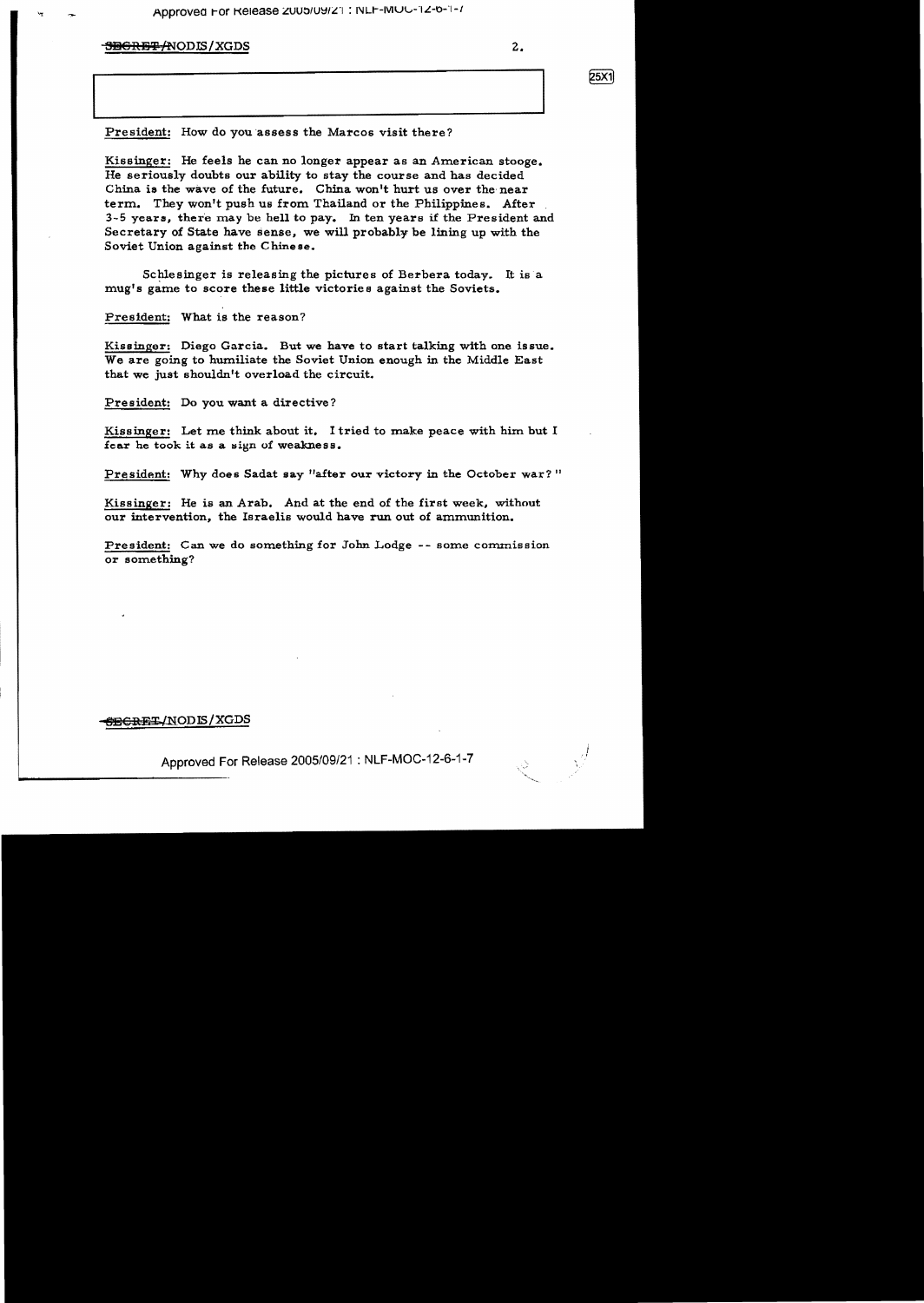~~SECRET~~/NODIS/XGDS

25X1

President: How do you assess the Marcos visit there?

Kissinger: He feels he can no longer appear as an American stooge. He seriously doubts our ability to stay the course and has decided China is the wave of the future. China won't hurt us over the near term. They won't push us from Thailand or the Philippines. After 3-5 years, there may be hell to pay. In ten years if the President and Secretary of State have sense, we will probably be lining up with the Soviet Union against the Chinese.

Schlesinger is releasing the pictures of Berbera today. It is a mug's game to score these little victories against the Soviets.

President: What is the reason?

Kissinger: Diego Garcia. But we have to start talking with one issue. We are going to humiliate the Soviet Union enough in the Middle East that we just shouldn't overload the circuit.

President: Do you want a directive?

Kissinger: Let me think about it. I tried to make peace with him but I fear he took it as a sign of weakness.

President: Why does Sadat say "after our victory in the October war?"

Kissinger: He is an Arab. And at the end of the first week, without our intervention, the Israelis would have run out of ammunition.

President: Can we do something for John Lodge -- some commission or something?

~~SECRET~~/NODIS/XGDS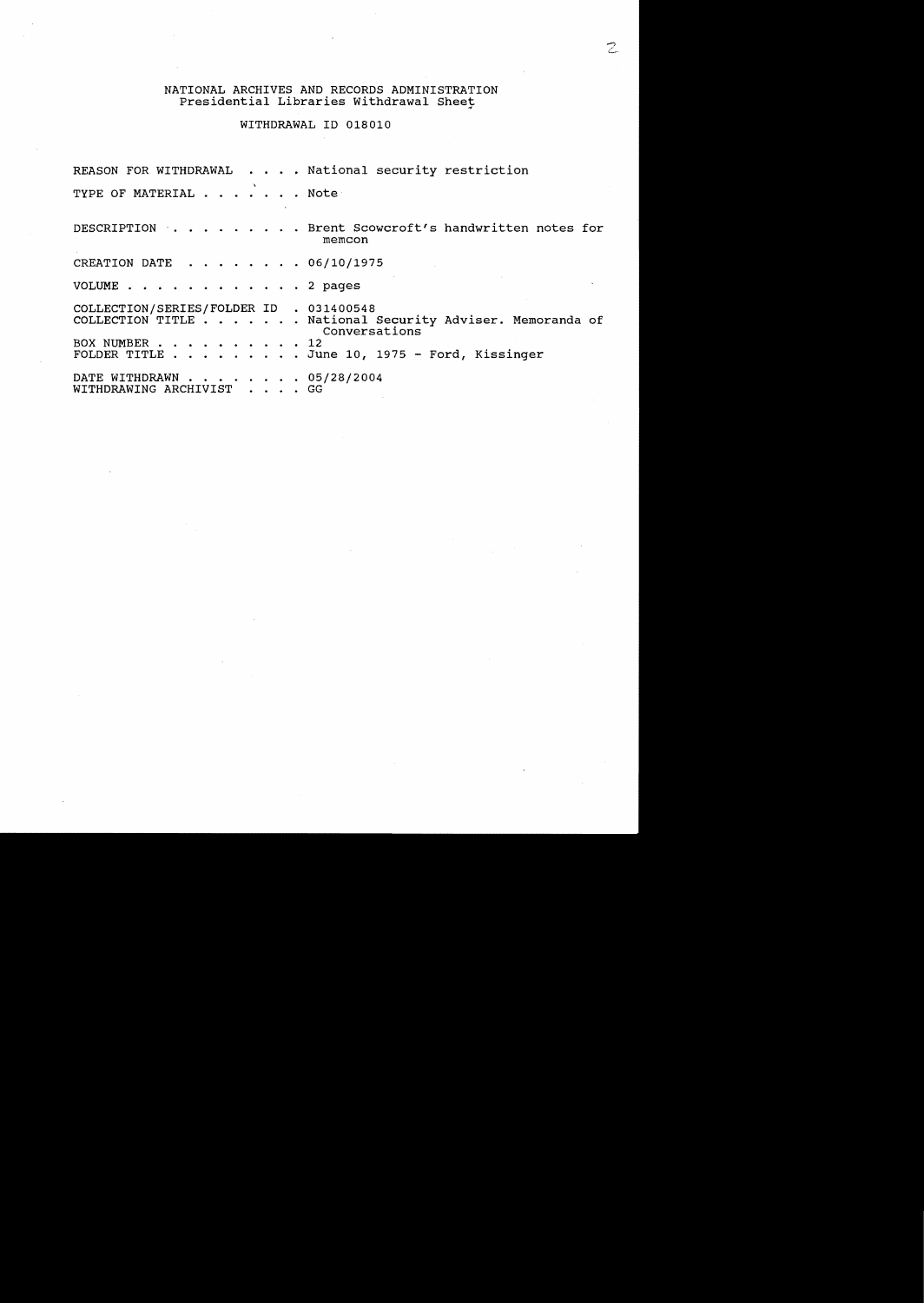NATIONAL ARCHIVES AND RECORDS ADMINISTRATION
Presidential Libraries Withdrawal Sheet

WITHDRAWAL ID 018010

REASON FOR WITHDRAWAL . . . . National security restriction

TYPE OF MATERIAL . . . . . . . Note

DESCRIPTION . . . . . . . . . Brent Scowcroft's handwritten notes for memcon

CREATION DATE . . . . . . . . 06/10/1975

VOLUME . . . . . . . . . . . . 2 pages

COLLECTION/SERIES/FOLDER ID . 031400548
COLLECTION TITLE . . . . . . . National Security Adviser. Memoranda of Conversations
BOX NUMBER . . . . . . . . . . 12
FOLDER TITLE . . . . . . . . . June 10, 1975 - Ford, Kissinger

DATE WITHDRAWN . . . . . . . . 05/28/2004
WITHDRAWING ARCHIVIST . . . . GG